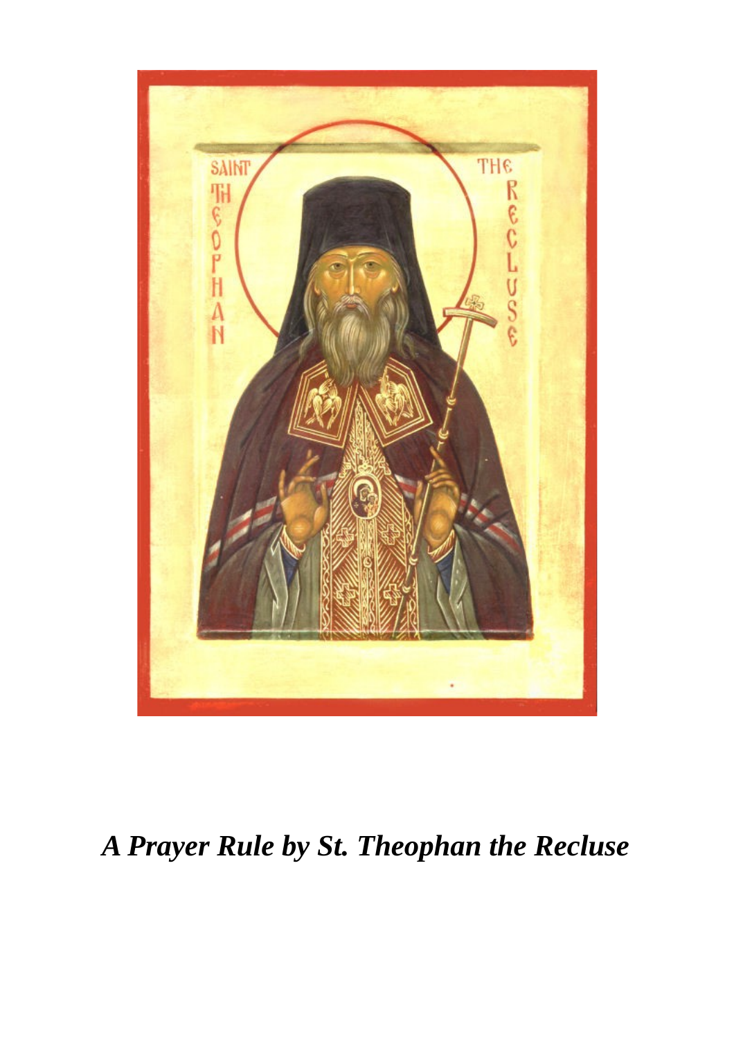*A Prayer Rule by St. Theophan the Recluse*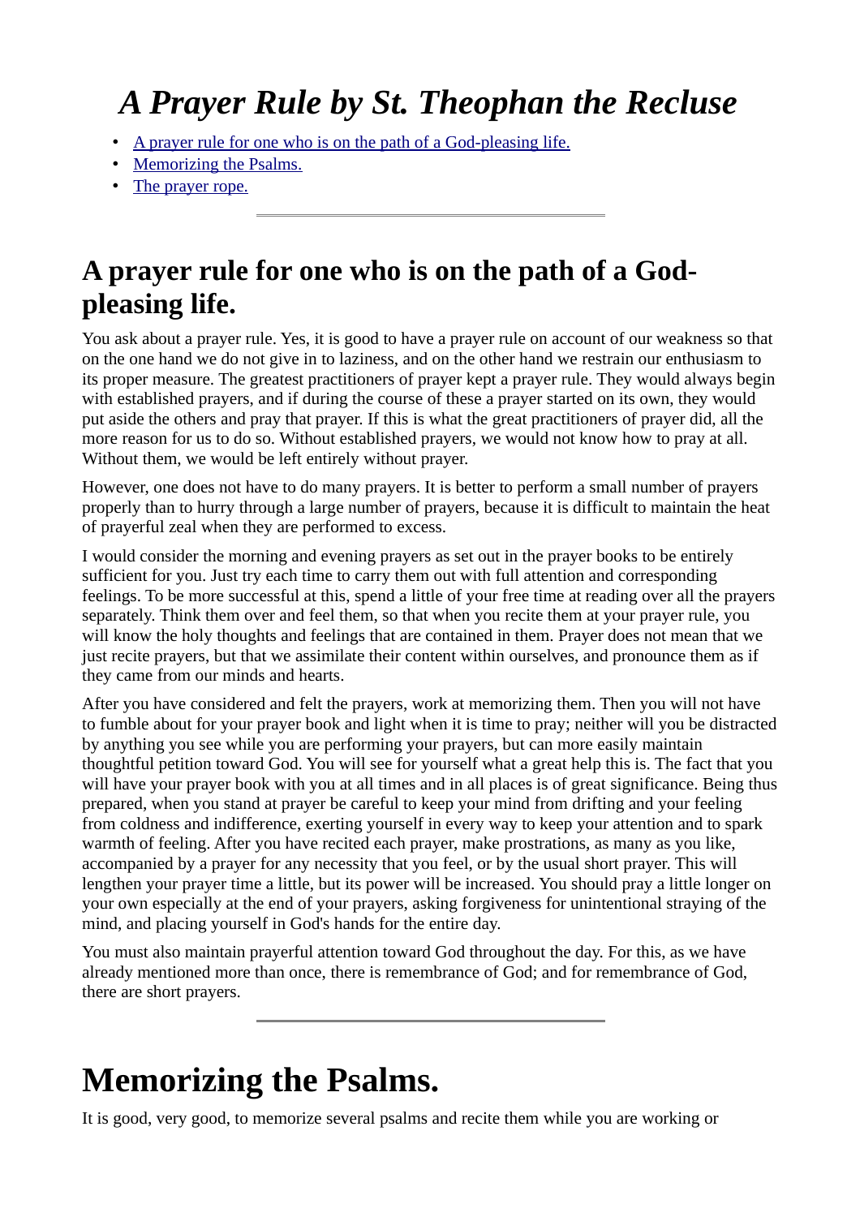# *A Prayer Rule by St. Theophan the Recluse*

- [A prayer rule for one who is on the path of a God-pleasing life.]
- [Memorizing the Psalms.]
- [The prayer rope.]

---

## A prayer rule for one who is on the path of a God-pleasing life.

You ask about a prayer rule. Yes, it is good to have a prayer rule on account of our weakness so that on the one hand we do not give in to laziness, and on the other hand we restrain our enthusiasm to its proper measure. The greatest practitioners of prayer kept a prayer rule. They would always begin with established prayers, and if during the course of these a prayer started on its own, they would put aside the others and pray that prayer. If this is what the great practitioners of prayer did, all the more reason for us to do so. Without established prayers, we would not know how to pray at all. Without them, we would be left entirely without prayer.

However, one does not have to do many prayers. It is better to perform a small number of prayers properly than to hurry through a large number of prayers, because it is difficult to maintain the heat of prayerful zeal when they are performed to excess.

I would consider the morning and evening prayers as set out in the prayer books to be entirely sufficient for you. Just try each time to carry them out with full attention and corresponding feelings. To be more successful at this, spend a little of your free time at reading over all the prayers separately. Think them over and feel them, so that when you recite them at your prayer rule, you will know the holy thoughts and feelings that are contained in them. Prayer does not mean that we just recite prayers, but that we assimilate their content within ourselves, and pronounce them as if they came from our minds and hearts.

After you have considered and felt the prayers, work at memorizing them. Then you will not have to fumble about for your prayer book and light when it is time to pray; neither will you be distracted by anything you see while you are performing your prayers, but can more easily maintain thoughtful petition toward God. You will see for yourself what a great help this is. The fact that you will have your prayer book with you at all times and in all places is of great significance. Being thus prepared, when you stand at prayer be careful to keep your mind from drifting and your feeling from coldness and indifference, exerting yourself in every way to keep your attention and to spark warmth of feeling. After you have recited each prayer, make prostrations, as many as you like, accompanied by a prayer for any necessity that you feel, or by the usual short prayer. This will lengthen your prayer time a little, but its power will be increased. You should pray a little longer on your own especially at the end of your prayers, asking forgiveness for unintentional straying of the mind, and placing yourself in God's hands for the entire day.

You must also maintain prayerful attention toward God throughout the day. For this, as we have already mentioned more than once, there is remembrance of God; and for remembrance of God, there are short prayers.

---

# Memorizing the Psalms.

It is good, very good, to memorize several psalms and recite them while you are working or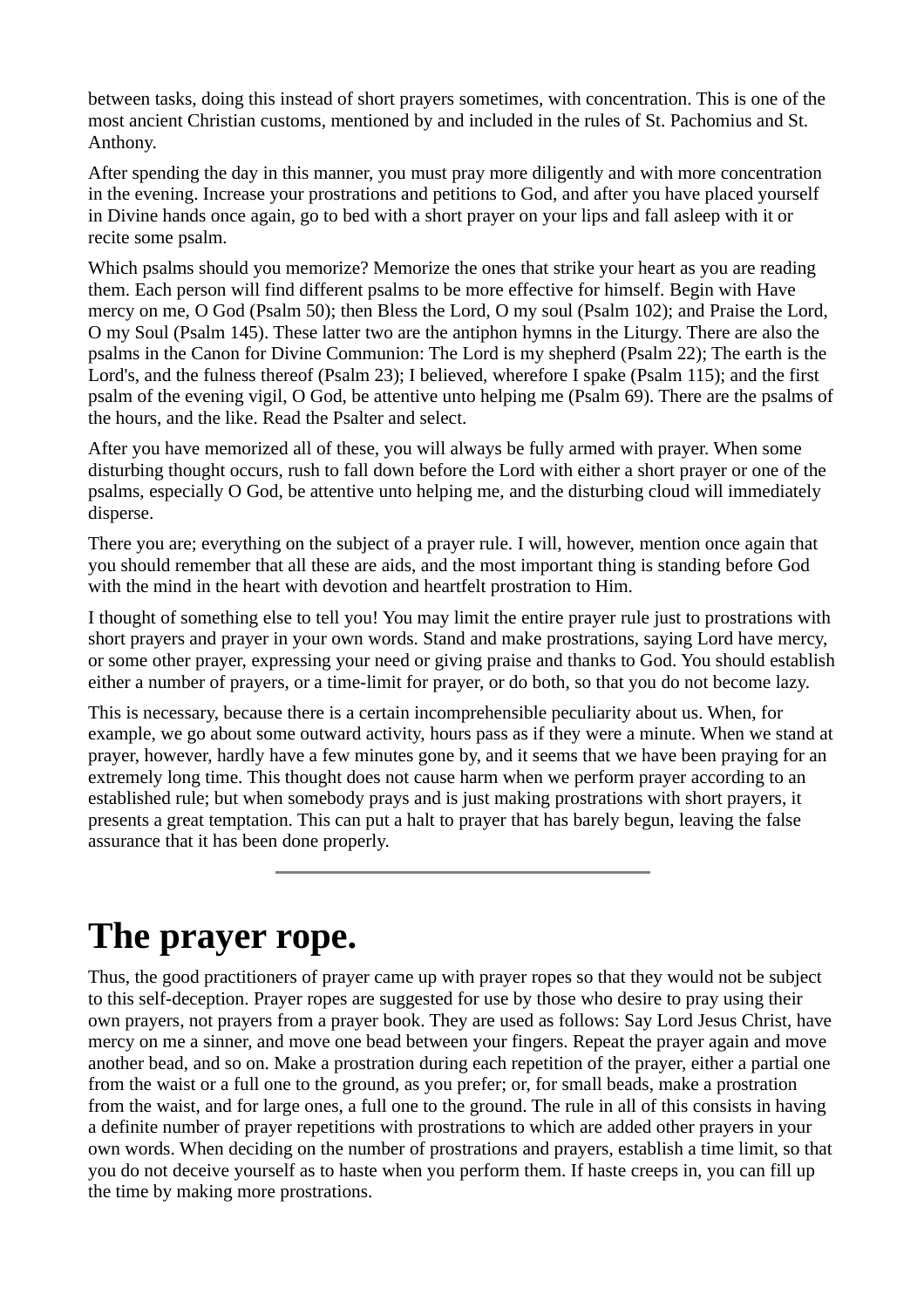between tasks, doing this instead of short prayers sometimes, with concentration. This is one of the most ancient Christian customs, mentioned by and included in the rules of St. Pachomius and St. Anthony.

After spending the day in this manner, you must pray more diligently and with more concentration in the evening. Increase your prostrations and petitions to God, and after you have placed yourself in Divine hands once again, go to bed with a short prayer on your lips and fall asleep with it or recite some psalm.

Which psalms should you memorize? Memorize the ones that strike your heart as you are reading them. Each person will find different psalms to be more effective for himself. Begin with Have mercy on me, O God (Psalm 50); then Bless the Lord, O my soul (Psalm 102); and Praise the Lord, O my Soul (Psalm 145). These latter two are the antiphon hymns in the Liturgy. There are also the psalms in the Canon for Divine Communion: The Lord is my shepherd (Psalm 22); The earth is the Lord's, and the fulness thereof (Psalm 23); I believed, wherefore I spake (Psalm 115); and the first psalm of the evening vigil, O God, be attentive unto helping me (Psalm 69). There are the psalms of the hours, and the like. Read the Psalter and select.

After you have memorized all of these, you will always be fully armed with prayer. When some disturbing thought occurs, rush to fall down before the Lord with either a short prayer or one of the psalms, especially O God, be attentive unto helping me, and the disturbing cloud will immediately disperse.

There you are; everything on the subject of a prayer rule. I will, however, mention once again that you should remember that all these are aids, and the most important thing is standing before God with the mind in the heart with devotion and heartfelt prostration to Him.

I thought of something else to tell you! You may limit the entire prayer rule just to prostrations with short prayers and prayer in your own words. Stand and make prostrations, saying Lord have mercy, or some other prayer, expressing your need or giving praise and thanks to God. You should establish either a number of prayers, or a time-limit for prayer, or do both, so that you do not become lazy.

This is necessary, because there is a certain incomprehensible peculiarity about us. When, for example, we go about some outward activity, hours pass as if they were a minute. When we stand at prayer, however, hardly have a few minutes gone by, and it seems that we have been praying for an extremely long time. This thought does not cause harm when we perform prayer according to an established rule; but when somebody prays and is just making prostrations with short prayers, it presents a great temptation. This can put a halt to prayer that has barely begun, leaving the false assurance that it has been done properly.

---

# The prayer rope.

Thus, the good practitioners of prayer came up with prayer ropes so that they would not be subject to this self-deception. Prayer ropes are suggested for use by those who desire to pray using their own prayers, not prayers from a prayer book. They are used as follows: Say Lord Jesus Christ, have mercy on me a sinner, and move one bead between your fingers. Repeat the prayer again and move another bead, and so on. Make a prostration during each repetition of the prayer, either a partial one from the waist or a full one to the ground, as you prefer; or, for small beads, make a prostration from the waist, and for large ones, a full one to the ground. The rule in all of this consists in having a definite number of prayer repetitions with prostrations to which are added other prayers in your own words. When deciding on the number of prostrations and prayers, establish a time limit, so that you do not deceive yourself as to haste when you perform them. If haste creeps in, you can fill up the time by making more prostrations.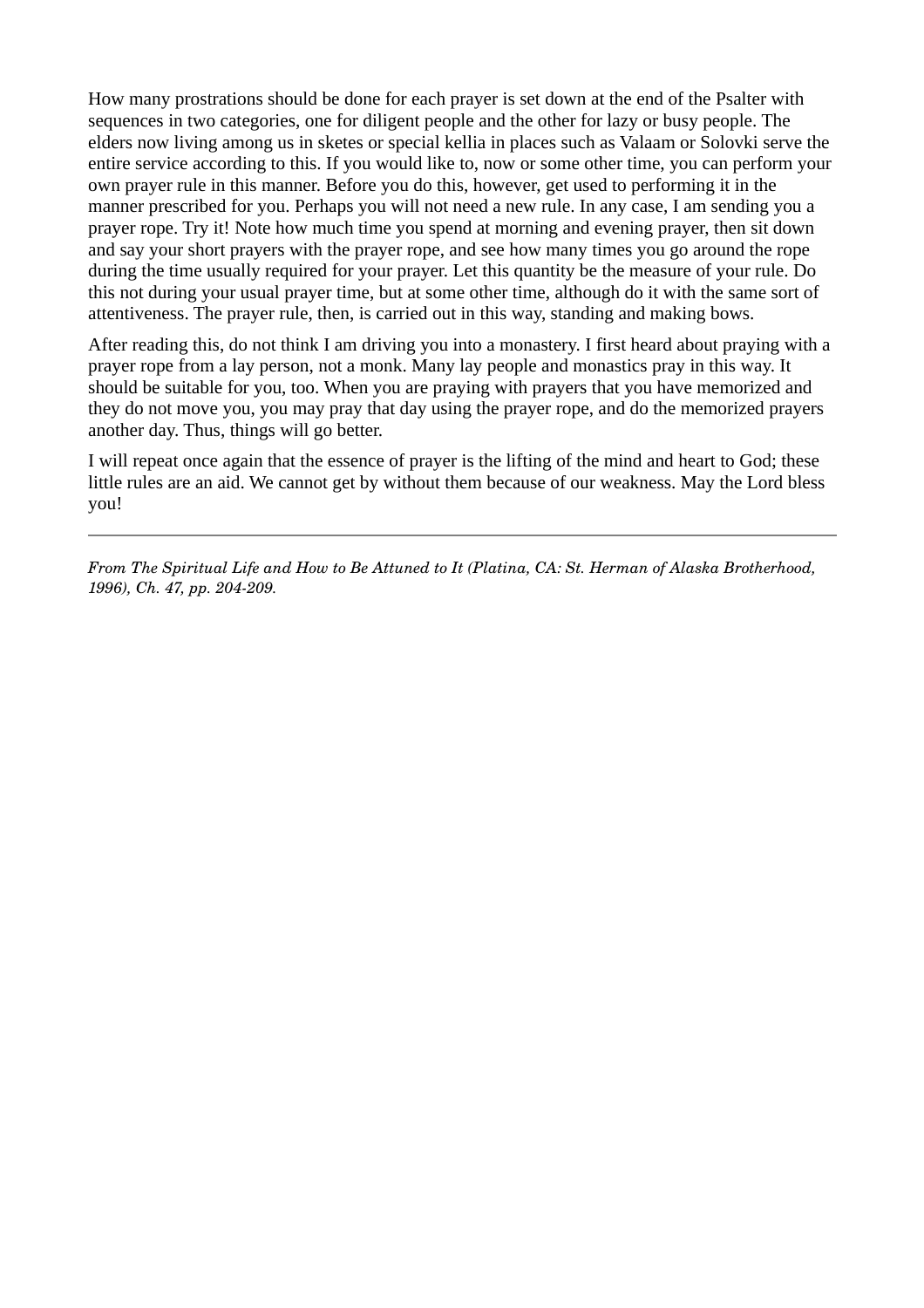How many prostrations should be done for each prayer is set down at the end of the Psalter with sequences in two categories, one for diligent people and the other for lazy or busy people. The elders now living among us in sketes or special kellia in places such as Valaam or Solovki serve the entire service according to this. If you would like to, now or some other time, you can perform your own prayer rule in this manner. Before you do this, however, get used to performing it in the manner prescribed for you. Perhaps you will not need a new rule. In any case, I am sending you a prayer rope. Try it! Note how much time you spend at morning and evening prayer, then sit down and say your short prayers with the prayer rope, and see how many times you go around the rope during the time usually required for your prayer. Let this quantity be the measure of your rule. Do this not during your usual prayer time, but at some other time, although do it with the same sort of attentiveness. The prayer rule, then, is carried out in this way, standing and making bows.

After reading this, do not think I am driving you into a monastery. I first heard about praying with a prayer rope from a lay person, not a monk. Many lay people and monastics pray in this way. It should be suitable for you, too. When you are praying with prayers that you have memorized and they do not move you, you may pray that day using the prayer rope, and do the memorized prayers another day. Thus, things will go better.

I will repeat once again that the essence of prayer is the lifting of the mind and heart to God; these little rules are an aid. We cannot get by without them because of our weakness. May the Lord bless you!

---

*From The Spiritual Life and How to Be Attuned to It (Platina, CA: St. Herman of Alaska Brotherhood, 1996), Ch. 47, pp. 204-209.*